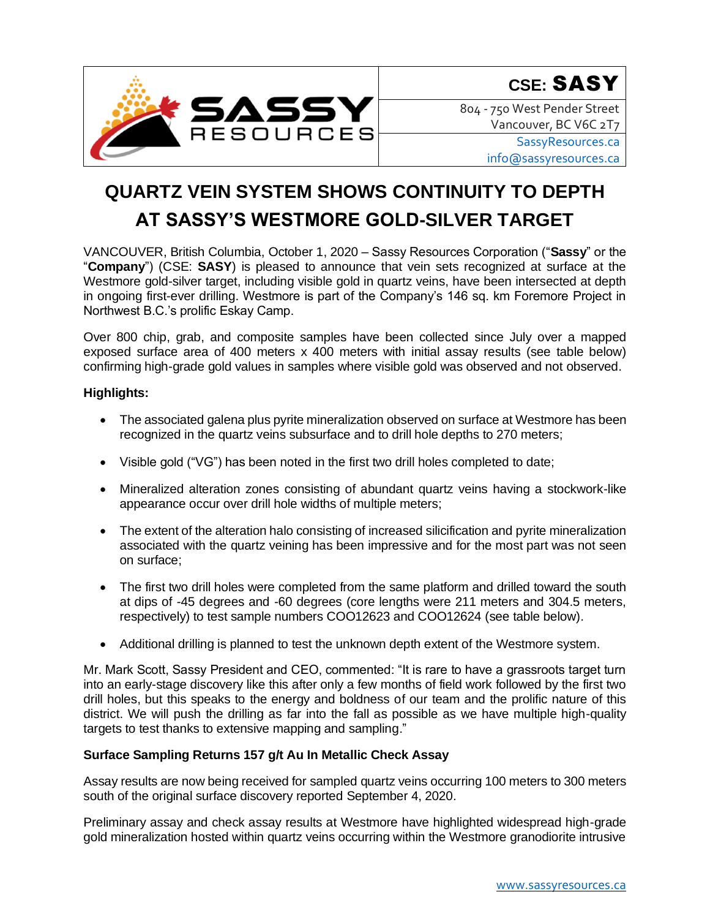**CSE: SASY**

804 - 750 West Pender Street
Vancouver, BC V6C 2T7
SassyResources.ca
info@sassyresources.ca

# QUARTZ VEIN SYSTEM SHOWS CONTINUITY TO DEPTH AT SASSY'S WESTMORE GOLD-SILVER TARGET

VANCOUVER, British Columbia, October 1, 2020 – Sassy Resources Corporation ("**Sassy**" or the "**Company**") (CSE: **SASY**) is pleased to announce that vein sets recognized at surface at the Westmore gold-silver target, including visible gold in quartz veins, have been intersected at depth in ongoing first-ever drilling. Westmore is part of the Company's 146 sq. km Foremore Project in Northwest B.C.'s prolific Eskay Camp.

Over 800 chip, grab, and composite samples have been collected since July over a mapped exposed surface area of 400 meters x 400 meters with initial assay results (see table below) confirming high-grade gold values in samples where visible gold was observed and not observed.

**Highlights:**

- The associated galena plus pyrite mineralization observed on surface at Westmore has been recognized in the quartz veins subsurface and to drill hole depths to 270 meters;
- Visible gold ("VG") has been noted in the first two drill holes completed to date;
- Mineralized alteration zones consisting of abundant quartz veins having a stockwork-like appearance occur over drill hole widths of multiple meters;
- The extent of the alteration halo consisting of increased silicification and pyrite mineralization associated with the quartz veining has been impressive and for the most part was not seen on surface;
- The first two drill holes were completed from the same platform and drilled toward the south at dips of -45 degrees and -60 degrees (core lengths were 211 meters and 304.5 meters, respectively) to test sample numbers COO12623 and COO12624 (see table below).
- Additional drilling is planned to test the unknown depth extent of the Westmore system.

Mr. Mark Scott, Sassy President and CEO, commented: "It is rare to have a grassroots target turn into an early-stage discovery like this after only a few months of field work followed by the first two drill holes, but this speaks to the energy and boldness of our team and the prolific nature of this district. We will push the drilling as far into the fall as possible as we have multiple high-quality targets to test thanks to extensive mapping and sampling."

**Surface Sampling Returns 157 g/t Au In Metallic Check Assay**

Assay results are now being received for sampled quartz veins occurring 100 meters to 300 meters south of the original surface discovery reported September 4, 2020.

Preliminary assay and check assay results at Westmore have highlighted widespread high-grade gold mineralization hosted within quartz veins occurring within the Westmore granodiorite intrusive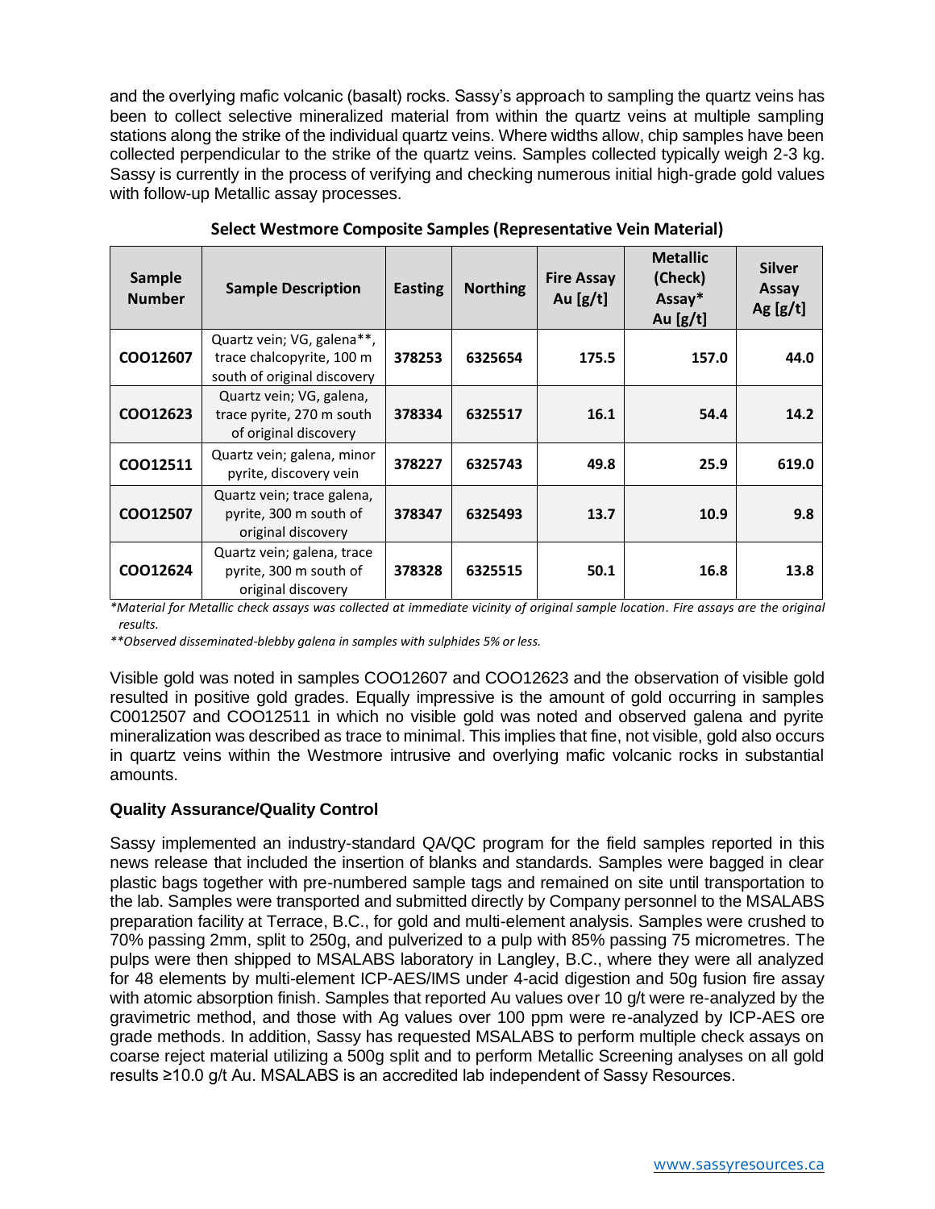and the overlying mafic volcanic (basalt) rocks. Sassy's approach to sampling the quartz veins has been to collect selective mineralized material from within the quartz veins at multiple sampling stations along the strike of the individual quartz veins. Where widths allow, chip samples have been collected perpendicular to the strike of the quartz veins. Samples collected typically weigh 2-3 kg. Sassy is currently in the process of verifying and checking numerous initial high-grade gold values with follow-up Metallic assay processes.

**Select Westmore Composite Samples (Representative Vein Material)**

| Sample Number | Sample Description | Easting | Northing | Fire Assay Au [g/t] | Metallic (Check) Assay* Au [g/t] | Silver Assay Ag [g/t] |
|---|---|---|---|---|---|---|
| COO12607 | Quartz vein; VG, galena**, trace chalcopyrite, 100 m south of original discovery | 378253 | 6325654 | 175.5 | 157.0 | 44.0 |
| COO12623 | Quartz vein; VG, galena, trace pyrite, 270 m south of original discovery | 378334 | 6325517 | 16.1 | 54.4 | 14.2 |
| COO12511 | Quartz vein; galena, minor pyrite, discovery vein | 378227 | 6325743 | 49.8 | 25.9 | 619.0 |
| COO12507 | Quartz vein; trace galena, pyrite, 300 m south of original discovery | 378347 | 6325493 | 13.7 | 10.9 | 9.8 |
| COO12624 | Quartz vein; galena, trace pyrite, 300 m south of original discovery | 378328 | 6325515 | 50.1 | 16.8 | 13.8 |

*\*Material for Metallic check assays was collected at immediate vicinity of original sample location. Fire assays are the original results.*

*\*\*Observed disseminated-blebby galena in samples with sulphides 5% or less.*

Visible gold was noted in samples COO12607 and COO12623 and the observation of visible gold resulted in positive gold grades. Equally impressive is the amount of gold occurring in samples C0012507 and COO12511 in which no visible gold was noted and observed galena and pyrite mineralization was described as trace to minimal. This implies that fine, not visible, gold also occurs in quartz veins within the Westmore intrusive and overlying mafic volcanic rocks in substantial amounts.

### Quality Assurance/Quality Control

Sassy implemented an industry-standard QA/QC program for the field samples reported in this news release that included the insertion of blanks and standards. Samples were bagged in clear plastic bags together with pre-numbered sample tags and remained on site until transportation to the lab. Samples were transported and submitted directly by Company personnel to the MSALABS preparation facility at Terrace, B.C., for gold and multi-element analysis. Samples were crushed to 70% passing 2mm, split to 250g, and pulverized to a pulp with 85% passing 75 micrometres. The pulps were then shipped to MSALABS laboratory in Langley, B.C., where they were all analyzed for 48 elements by multi-element ICP-AES/IMS under 4-acid digestion and 50g fusion fire assay with atomic absorption finish. Samples that reported Au values over 10 g/t were re-analyzed by the gravimetric method, and those with Ag values over 100 ppm were re-analyzed by ICP-AES ore grade methods. In addition, Sassy has requested MSALABS to perform multiple check assays on coarse reject material utilizing a 500g split and to perform Metallic Screening analyses on all gold results ≥10.0 g/t Au. MSALABS is an accredited lab independent of Sassy Resources.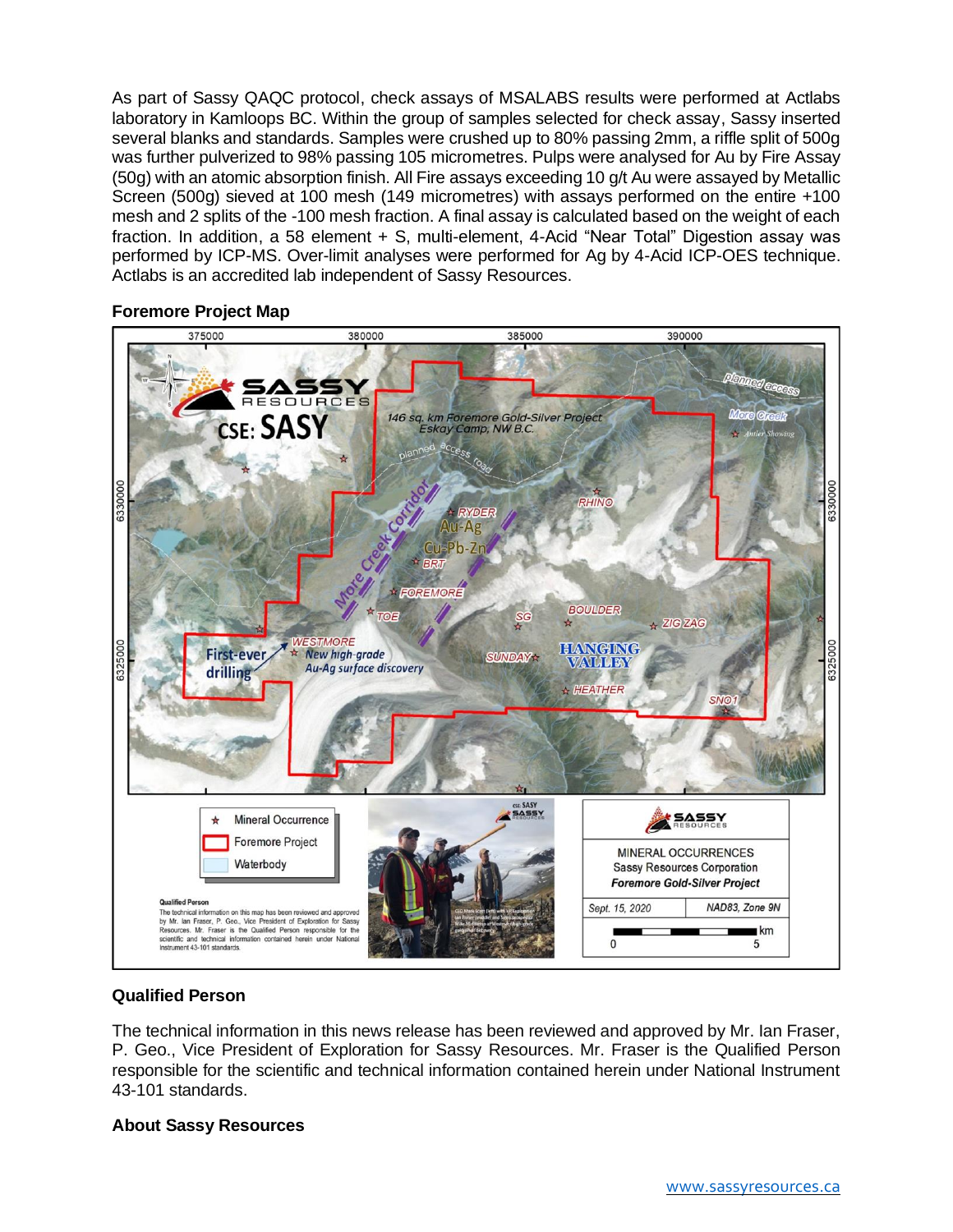As part of Sassy QAQC protocol, check assays of MSALABS results were performed at Actlabs laboratory in Kamloops BC. Within the group of samples selected for check assay, Sassy inserted several blanks and standards. Samples were crushed up to 80% passing 2mm, a riffle split of 500g was further pulverized to 98% passing 105 micrometres. Pulps were analysed for Au by Fire Assay (50g) with an atomic absorption finish. All Fire assays exceeding 10 g/t Au were assayed by Metallic Screen (500g) sieved at 100 mesh (149 micrometres) with assays performed on the entire +100 mesh and 2 splits of the -100 mesh fraction. A final assay is calculated based on the weight of each fraction. In addition, a 58 element + S, multi-element, 4-Acid "Near Total" Digestion assay was performed by ICP-MS. Over-limit analyses were performed for Ag by 4-Acid ICP-OES technique. Actlabs is an accredited lab independent of Sassy Resources.

**Foremore Project Map**

**Qualified Person**

The technical information in this news release has been reviewed and approved by Mr. Ian Fraser, P. Geo., Vice President of Exploration for Sassy Resources. Mr. Fraser is the Qualified Person responsible for the scientific and technical information contained herein under National Instrument 43-101 standards.

**About Sassy Resources**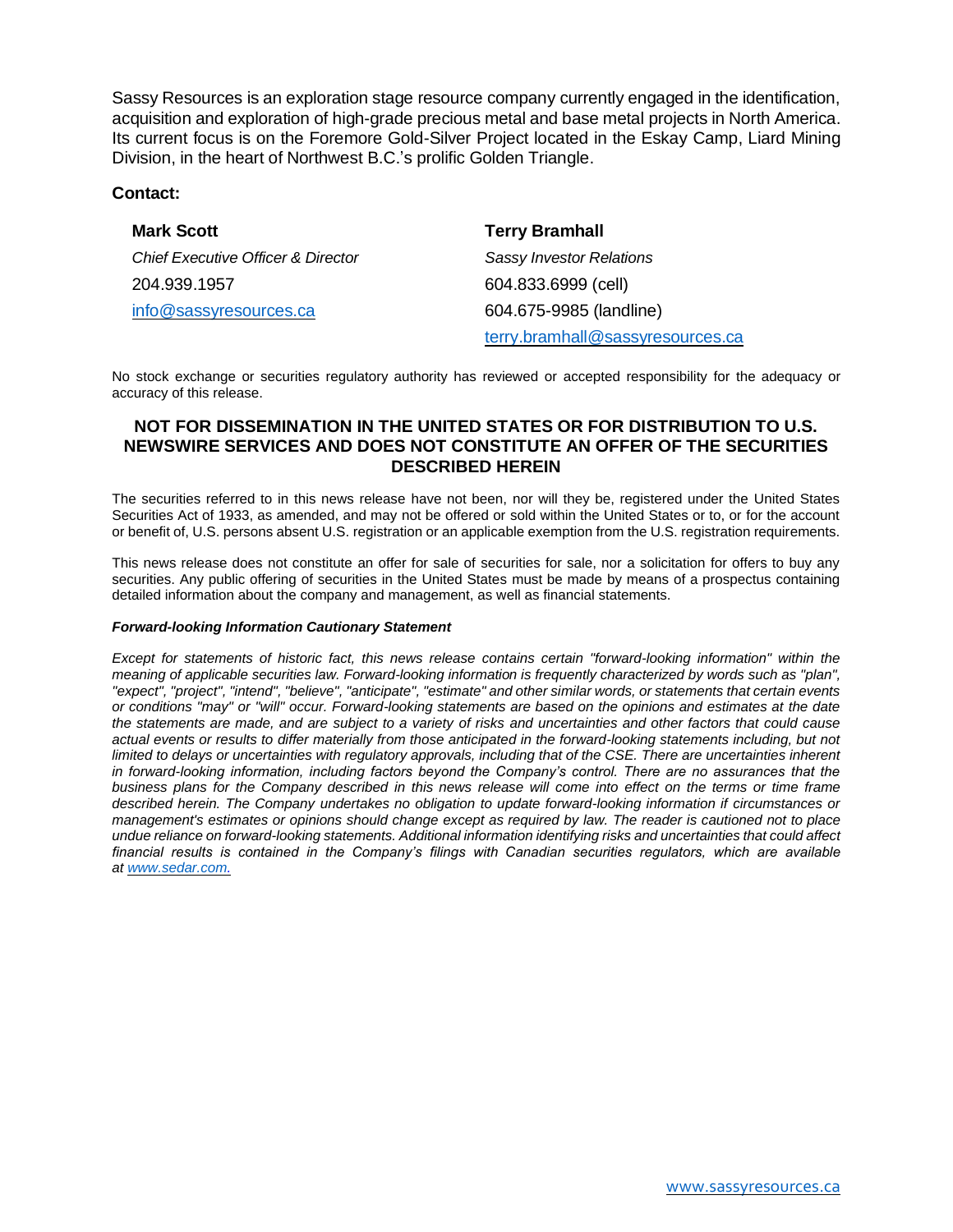Sassy Resources is an exploration stage resource company currently engaged in the identification, acquisition and exploration of high-grade precious metal and base metal projects in North America. Its current focus is on the Foremore Gold-Silver Project located in the Eskay Camp, Liard Mining Division, in the heart of Northwest B.C.'s prolific Golden Triangle.

**Contact:**

**Mark Scott**
*Chief Executive Officer & Director*
204.939.1957
info@sassyresources.ca

**Terry Bramhall**
*Sassy Investor Relations*
604.833.6999 (cell)
604.675-9985 (landline)
terry.bramhall@sassyresources.ca

No stock exchange or securities regulatory authority has reviewed or accepted responsibility for the adequacy or accuracy of this release.

**NOT FOR DISSEMINATION IN THE UNITED STATES OR FOR DISTRIBUTION TO U.S. NEWSWIRE SERVICES AND DOES NOT CONSTITUTE AN OFFER OF THE SECURITIES DESCRIBED HEREIN**

The securities referred to in this news release have not been, nor will they be, registered under the United States Securities Act of 1933, as amended, and may not be offered or sold within the United States or to, or for the account or benefit of, U.S. persons absent U.S. registration or an applicable exemption from the U.S. registration requirements.

This news release does not constitute an offer for sale of securities for sale, nor a solicitation for offers to buy any securities. Any public offering of securities in the United States must be made by means of a prospectus containing detailed information about the company and management, as well as financial statements.

***Forward-looking Information Cautionary Statement***

*Except for statements of historic fact, this news release contains certain "forward-looking information" within the meaning of applicable securities law. Forward-looking information is frequently characterized by words such as "plan", "expect", "project", "intend", "believe", "anticipate", "estimate" and other similar words, or statements that certain events or conditions "may" or "will" occur. Forward-looking statements are based on the opinions and estimates at the date the statements are made, and are subject to a variety of risks and uncertainties and other factors that could cause actual events or results to differ materially from those anticipated in the forward-looking statements including, but not limited to delays or uncertainties with regulatory approvals, including that of the CSE. There are uncertainties inherent in forward-looking information, including factors beyond the Company's control. There are no assurances that the business plans for the Company described in this news release will come into effect on the terms or time frame described herein. The Company undertakes no obligation to update forward-looking information if circumstances or management's estimates or opinions should change except as required by law. The reader is cautioned not to place undue reliance on forward-looking statements. Additional information identifying risks and uncertainties that could affect financial results is contained in the Company's filings with Canadian securities regulators, which are available at www.sedar.com.*